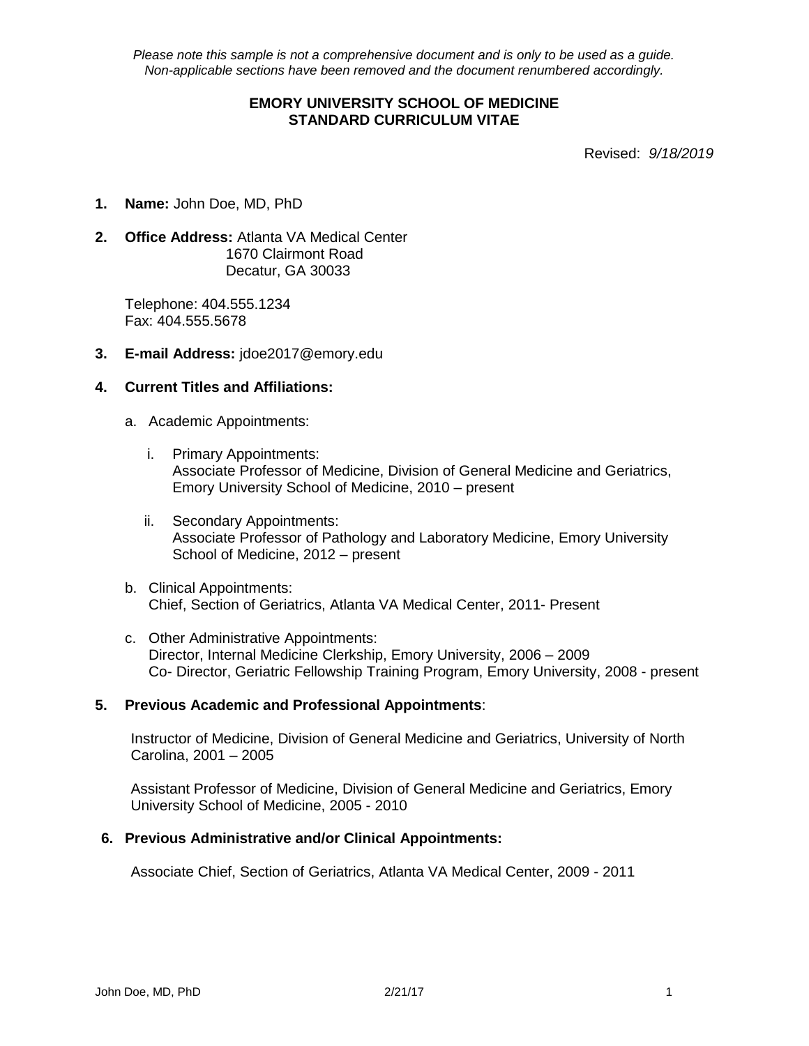*Please note this sample is not a comprehensive document and is only to be used as a guide. Non-applicable sections have been removed and the document renumbered accordingly.*

# EMORY UNIVERSITY SCHOOL OF MEDICINE
# STANDARD CURRICULUM VITAE

Revised: *9/18/2019*

1. **Name:** John Doe, MD, PhD

2. **Office Address:** Atlanta VA Medical Center
   1670 Clairmont Road
   Decatur, GA 30033

   Telephone: 404.555.1234
   Fax: 404.555.5678

3. **E-mail Address:** jdoe2017@emory.edu

4. **Current Titles and Affiliations:**

   a. Academic Appointments:

      i. Primary Appointments:
      Associate Professor of Medicine, Division of General Medicine and Geriatrics, Emory University School of Medicine, 2010 – present

      ii. Secondary Appointments:
      Associate Professor of Pathology and Laboratory Medicine, Emory University School of Medicine, 2012 – present

   b. Clinical Appointments:
   Chief, Section of Geriatrics, Atlanta VA Medical Center, 2011- Present

   c. Other Administrative Appointments:
   Director, Internal Medicine Clerkship, Emory University, 2006 – 2009
   Co- Director, Geriatric Fellowship Training Program, Emory University, 2008 - present

5. **Previous Academic and Professional Appointments**:

   Instructor of Medicine, Division of General Medicine and Geriatrics, University of North Carolina, 2001 – 2005

   Assistant Professor of Medicine, Division of General Medicine and Geriatrics, Emory University School of Medicine, 2005 - 2010

6. **Previous Administrative and/or Clinical Appointments:**

   Associate Chief, Section of Geriatrics, Atlanta VA Medical Center, 2009 - 2011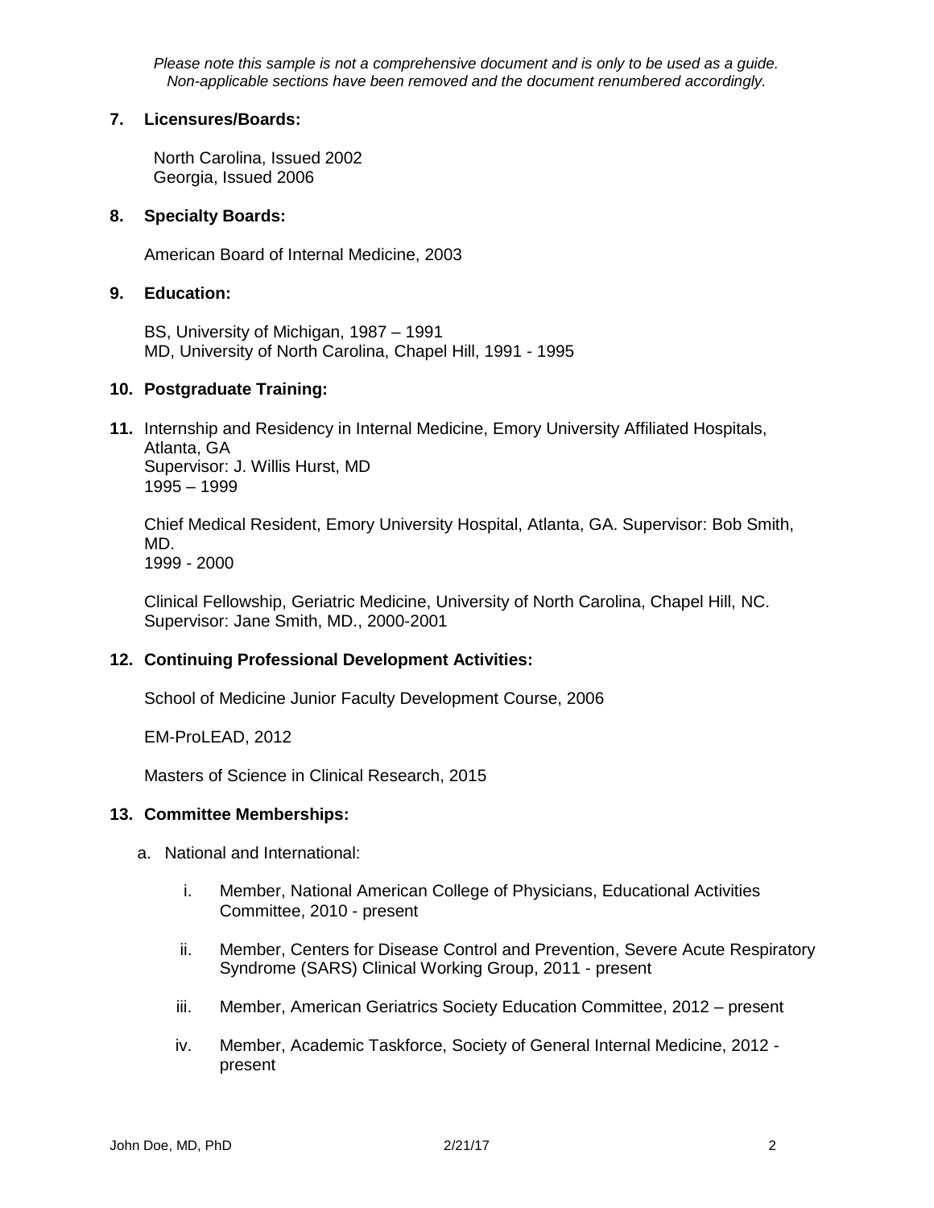*Please note this sample is not a comprehensive document and is only to be used as a guide. Non-applicable sections have been removed and the document renumbered accordingly.*

**7. Licensures/Boards:**

North Carolina, Issued 2002
Georgia, Issued 2006

**8. Specialty Boards:**

American Board of Internal Medicine, 2003

**9. Education:**

BS, University of Michigan, 1987 – 1991
MD, University of North Carolina, Chapel Hill, 1991 - 1995

**10. Postgraduate Training:**

**11.** Internship and Residency in Internal Medicine, Emory University Affiliated Hospitals, Atlanta, GA
Supervisor: J. Willis Hurst, MD
1995 – 1999

Chief Medical Resident, Emory University Hospital, Atlanta, GA. Supervisor: Bob Smith, MD.
1999 - 2000

Clinical Fellowship, Geriatric Medicine, University of North Carolina, Chapel Hill, NC. Supervisor: Jane Smith, MD., 2000-2001

**12. Continuing Professional Development Activities:**

School of Medicine Junior Faculty Development Course, 2006

EM-ProLEAD, 2012

Masters of Science in Clinical Research, 2015

**13. Committee Memberships:**

a. National and International:

i. Member, National American College of Physicians, Educational Activities Committee, 2010 - present

ii. Member, Centers for Disease Control and Prevention, Severe Acute Respiratory Syndrome (SARS) Clinical Working Group, 2011 - present

iii. Member, American Geriatrics Society Education Committee, 2012 – present

iv. Member, Academic Taskforce, Society of General Internal Medicine, 2012 - present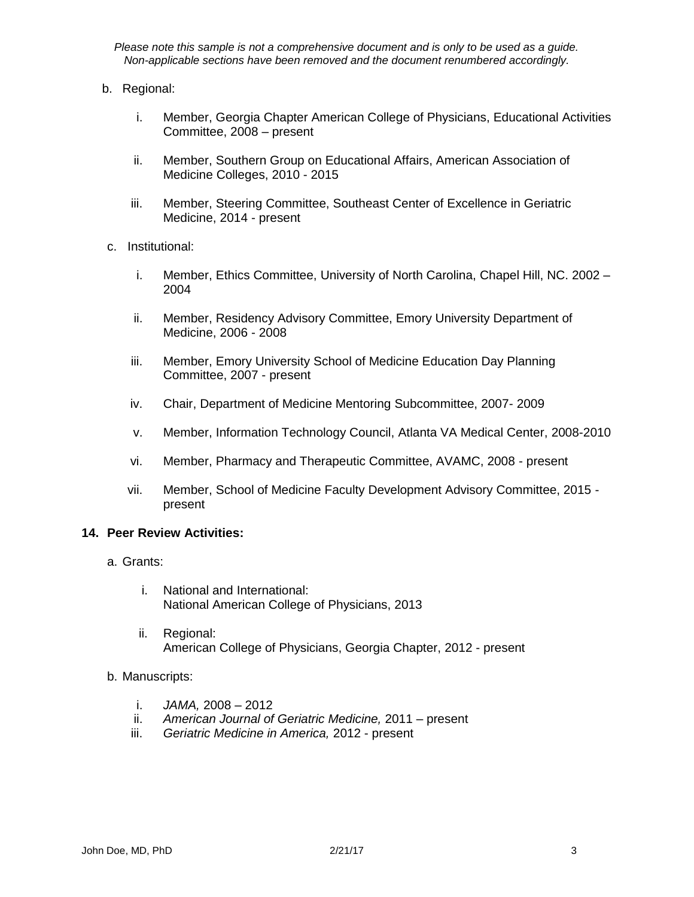*Please note this sample is not a comprehensive document and is only to be used as a guide. Non-applicable sections have been removed and the document renumbered accordingly.*

b. Regional:

   i. Member, Georgia Chapter American College of Physicians, Educational Activities Committee, 2008 – present

   ii. Member, Southern Group on Educational Affairs, American Association of Medicine Colleges, 2010 - 2015

   iii. Member, Steering Committee, Southeast Center of Excellence in Geriatric Medicine, 2014 - present

c. Institutional:

   i. Member, Ethics Committee, University of North Carolina, Chapel Hill, NC. 2002 – 2004

   ii. Member, Residency Advisory Committee, Emory University Department of Medicine, 2006 - 2008

   iii. Member, Emory University School of Medicine Education Day Planning Committee, 2007 - present

   iv. Chair, Department of Medicine Mentoring Subcommittee, 2007- 2009

   v. Member, Information Technology Council, Atlanta VA Medical Center, 2008-2010

   vi. Member, Pharmacy and Therapeutic Committee, AVAMC, 2008 - present

   vii. Member, School of Medicine Faculty Development Advisory Committee, 2015 - present

**14. Peer Review Activities:**

a. Grants:

   i. National and International:
   National American College of Physicians, 2013

   ii. Regional:
   American College of Physicians, Georgia Chapter, 2012 - present

b. Manuscripts:

   i. *JAMA,* 2008 – 2012
   ii. *American Journal of Geriatric Medicine,* 2011 – present
   iii. *Geriatric Medicine in America,* 2012 - present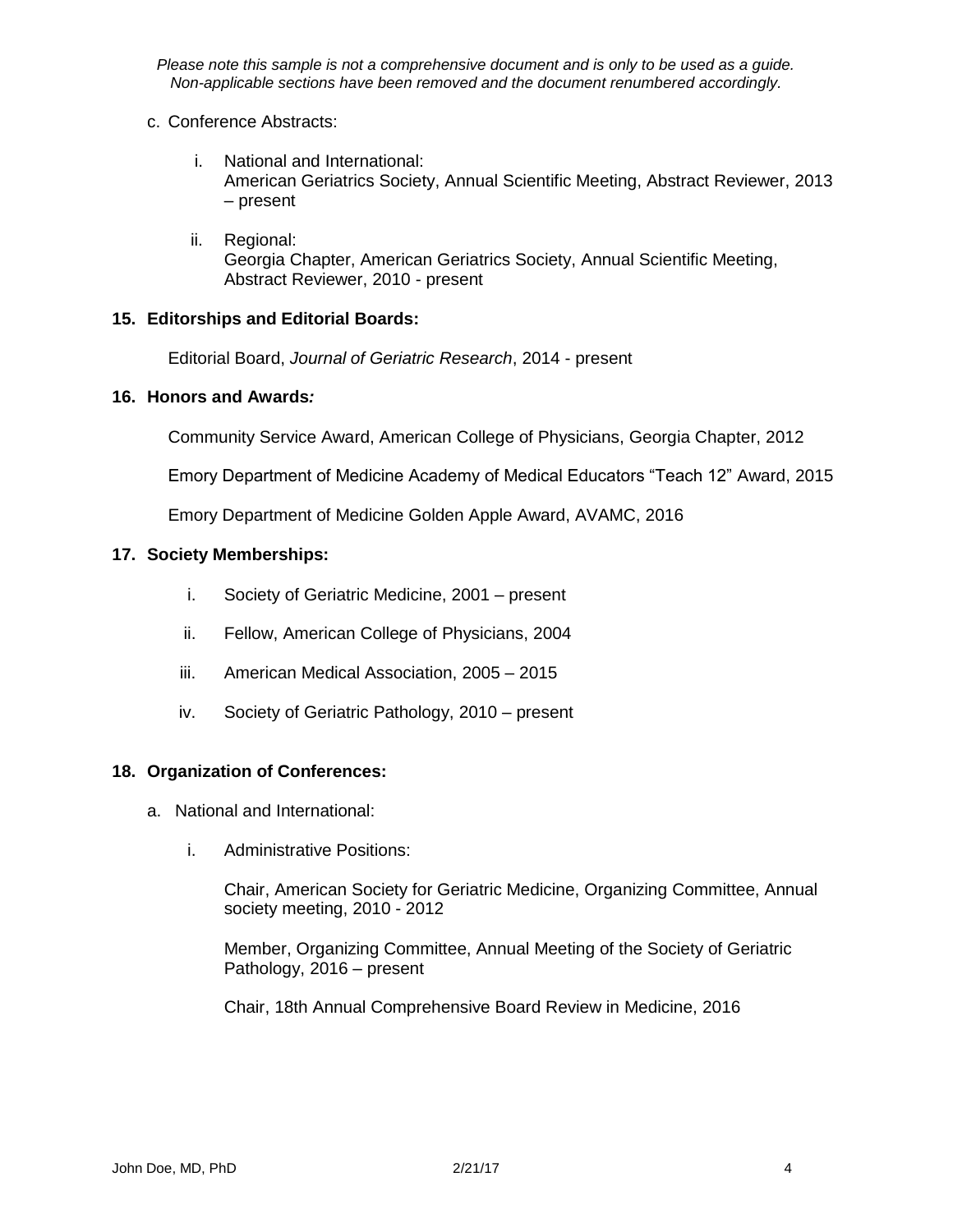*Please note this sample is not a comprehensive document and is only to be used as a guide. Non-applicable sections have been removed and the document renumbered accordingly.*

c. Conference Abstracts:

  i. National and International:
  American Geriatrics Society, Annual Scientific Meeting, Abstract Reviewer, 2013 – present

  ii. Regional:
  Georgia Chapter, American Geriatrics Society, Annual Scientific Meeting, Abstract Reviewer, 2010 - present

**15. Editorships and Editorial Boards:**

Editorial Board, *Journal of Geriatric Research*, 2014 - present

**16. Honors and Awards*:***

Community Service Award, American College of Physicians, Georgia Chapter, 2012

Emory Department of Medicine Academy of Medical Educators "Teach 12" Award, 2015

Emory Department of Medicine Golden Apple Award, AVAMC, 2016

**17. Society Memberships:**

i. Society of Geriatric Medicine, 2001 – present

ii. Fellow, American College of Physicians, 2004

iii. American Medical Association, 2005 – 2015

iv. Society of Geriatric Pathology, 2010 – present

**18. Organization of Conferences:**

a. National and International:

  i. Administrative Positions:

  Chair, American Society for Geriatric Medicine, Organizing Committee, Annual society meeting, 2010 - 2012

  Member, Organizing Committee, Annual Meeting of the Society of Geriatric Pathology, 2016 – present

  Chair, 18th Annual Comprehensive Board Review in Medicine, 2016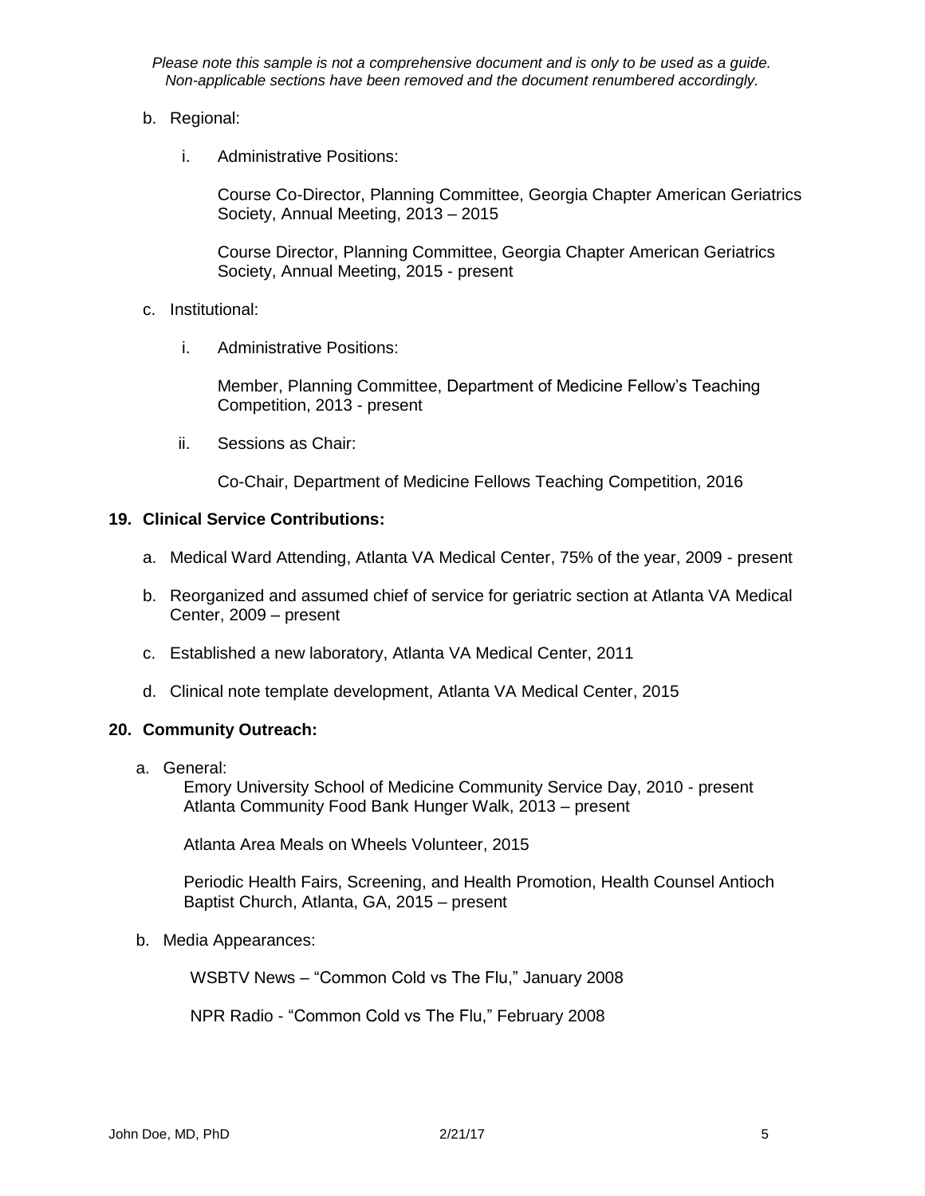*Please note this sample is not a comprehensive document and is only to be used as a guide. Non-applicable sections have been removed and the document renumbered accordingly.*

b. Regional:

   i. Administrative Positions:

      Course Co-Director, Planning Committee, Georgia Chapter American Geriatrics Society, Annual Meeting, 2013 – 2015

      Course Director, Planning Committee, Georgia Chapter American Geriatrics Society, Annual Meeting, 2015 - present

c. Institutional:

   i. Administrative Positions:

      Member, Planning Committee, Department of Medicine Fellow's Teaching Competition, 2013 - present

   ii. Sessions as Chair:

      Co-Chair, Department of Medicine Fellows Teaching Competition, 2016

**19. Clinical Service Contributions:**

a. Medical Ward Attending, Atlanta VA Medical Center, 75% of the year, 2009 - present

b. Reorganized and assumed chief of service for geriatric section at Atlanta VA Medical Center, 2009 – present

c. Established a new laboratory, Atlanta VA Medical Center, 2011

d. Clinical note template development, Atlanta VA Medical Center, 2015

**20. Community Outreach:**

a. General:

   Emory University School of Medicine Community Service Day, 2010 - present
   Atlanta Community Food Bank Hunger Walk, 2013 – present

   Atlanta Area Meals on Wheels Volunteer, 2015

   Periodic Health Fairs, Screening, and Health Promotion, Health Counsel Antioch Baptist Church, Atlanta, GA, 2015 – present

b. Media Appearances:

   WSBTV News – "Common Cold vs The Flu," January 2008

   NPR Radio - "Common Cold vs The Flu," February 2008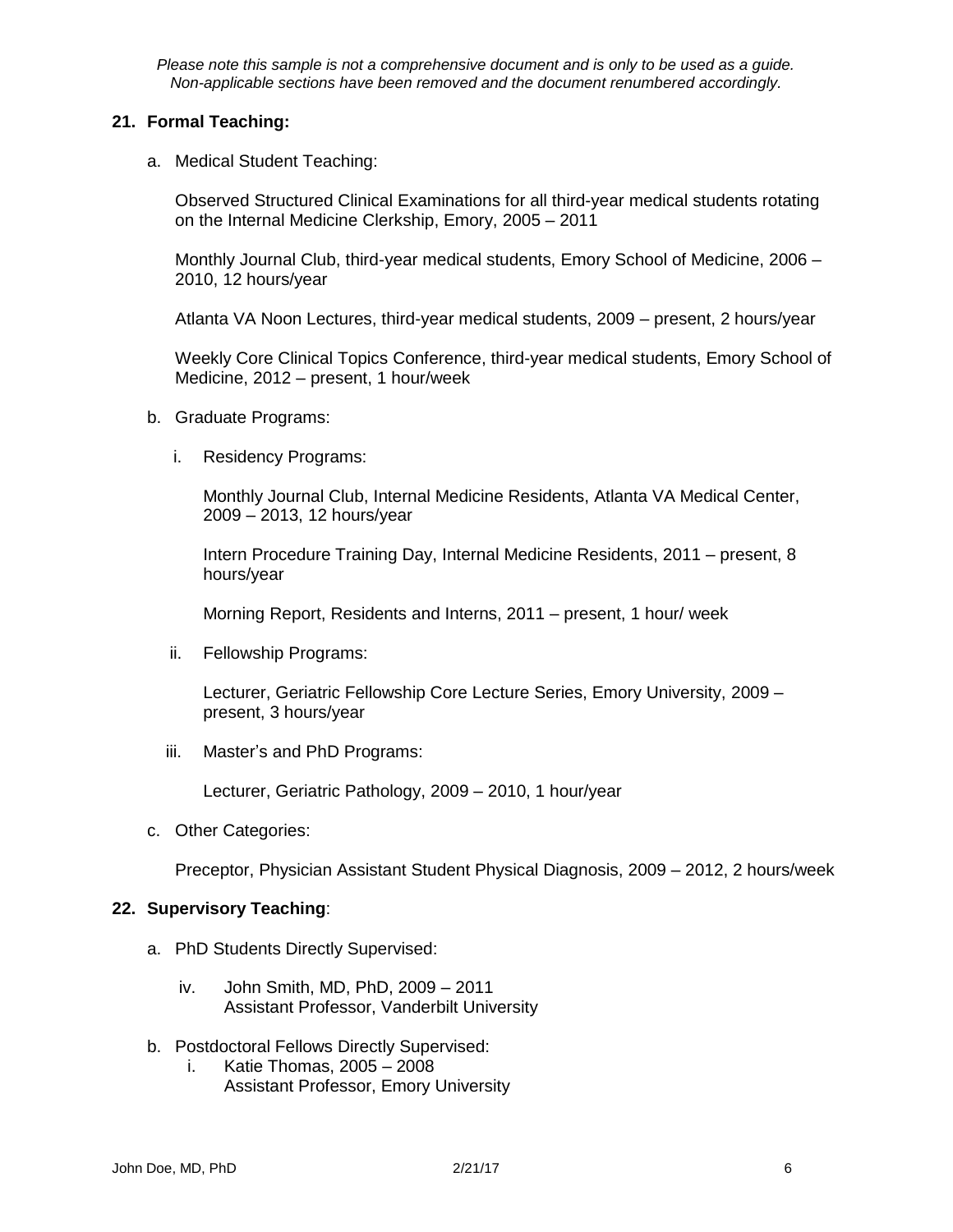*Please note this sample is not a comprehensive document and is only to be used as a guide. Non-applicable sections have been removed and the document renumbered accordingly.*

**21. Formal Teaching:**

a. Medical Student Teaching:

Observed Structured Clinical Examinations for all third-year medical students rotating on the Internal Medicine Clerkship, Emory, 2005 – 2011

Monthly Journal Club, third-year medical students, Emory School of Medicine, 2006 – 2010, 12 hours/year

Atlanta VA Noon Lectures, third-year medical students, 2009 – present, 2 hours/year

Weekly Core Clinical Topics Conference, third-year medical students, Emory School of Medicine, 2012 – present, 1 hour/week

b. Graduate Programs:

i. Residency Programs:

Monthly Journal Club, Internal Medicine Residents, Atlanta VA Medical Center, 2009 – 2013, 12 hours/year

Intern Procedure Training Day, Internal Medicine Residents, 2011 – present, 8 hours/year

Morning Report, Residents and Interns, 2011 – present, 1 hour/ week

ii. Fellowship Programs:

Lecturer, Geriatric Fellowship Core Lecture Series, Emory University, 2009 – present, 3 hours/year

iii. Master's and PhD Programs:

Lecturer, Geriatric Pathology, 2009 – 2010, 1 hour/year

c. Other Categories:

Preceptor, Physician Assistant Student Physical Diagnosis, 2009 – 2012, 2 hours/week

**22. Supervisory Teaching**:

a. PhD Students Directly Supervised:

iv. John Smith, MD, PhD, 2009 – 2011
Assistant Professor, Vanderbilt University

b. Postdoctoral Fellows Directly Supervised:

i. Katie Thomas, 2005 – 2008
Assistant Professor, Emory University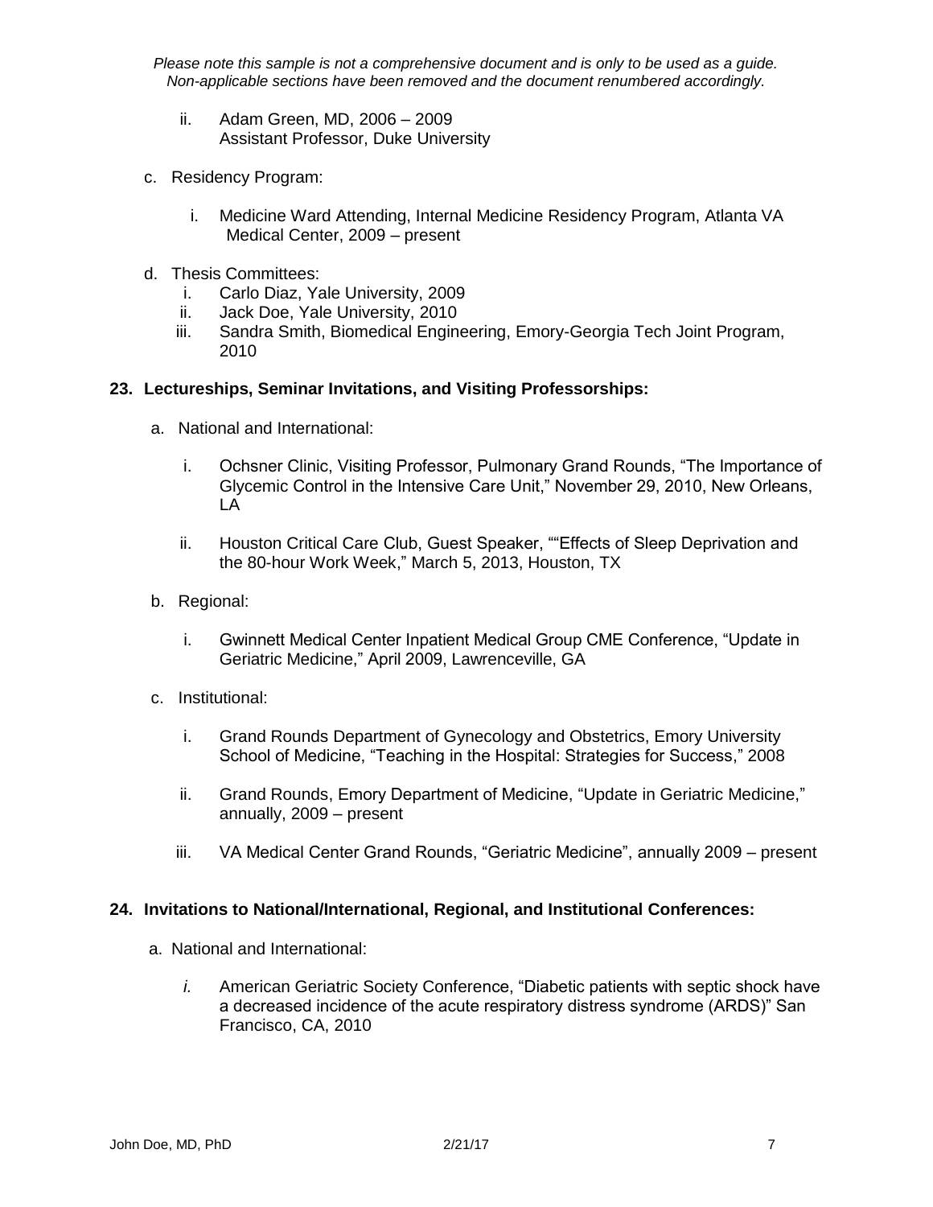*Please note this sample is not a comprehensive document and is only to be used as a guide. Non-applicable sections have been removed and the document renumbered accordingly.*

   ii. Adam Green, MD, 2006 – 2009
       Assistant Professor, Duke University

c. Residency Program:

   i. Medicine Ward Attending, Internal Medicine Residency Program, Atlanta VA Medical Center, 2009 – present

d. Thesis Committees:

   i. Carlo Diaz, Yale University, 2009
   ii. Jack Doe, Yale University, 2010
   iii. Sandra Smith, Biomedical Engineering, Emory-Georgia Tech Joint Program, 2010

**23. Lectureships, Seminar Invitations, and Visiting Professorships:**

a. National and International:

   i. Ochsner Clinic, Visiting Professor, Pulmonary Grand Rounds, "The Importance of Glycemic Control in the Intensive Care Unit," November 29, 2010, New Orleans, LA

   ii. Houston Critical Care Club, Guest Speaker, ""Effects of Sleep Deprivation and the 80-hour Work Week," March 5, 2013, Houston, TX

b. Regional:

   i. Gwinnett Medical Center Inpatient Medical Group CME Conference, "Update in Geriatric Medicine," April 2009, Lawrenceville, GA

c. Institutional:

   i. Grand Rounds Department of Gynecology and Obstetrics, Emory University School of Medicine, "Teaching in the Hospital: Strategies for Success," 2008

   ii. Grand Rounds, Emory Department of Medicine, "Update in Geriatric Medicine," annually, 2009 – present

   iii. VA Medical Center Grand Rounds, "Geriatric Medicine", annually 2009 – present

**24. Invitations to National/International, Regional, and Institutional Conferences:**

a. National and International:

   *i.* American Geriatric Society Conference, "Diabetic patients with septic shock have a decreased incidence of the acute respiratory distress syndrome (ARDS)" San Francisco, CA, 2010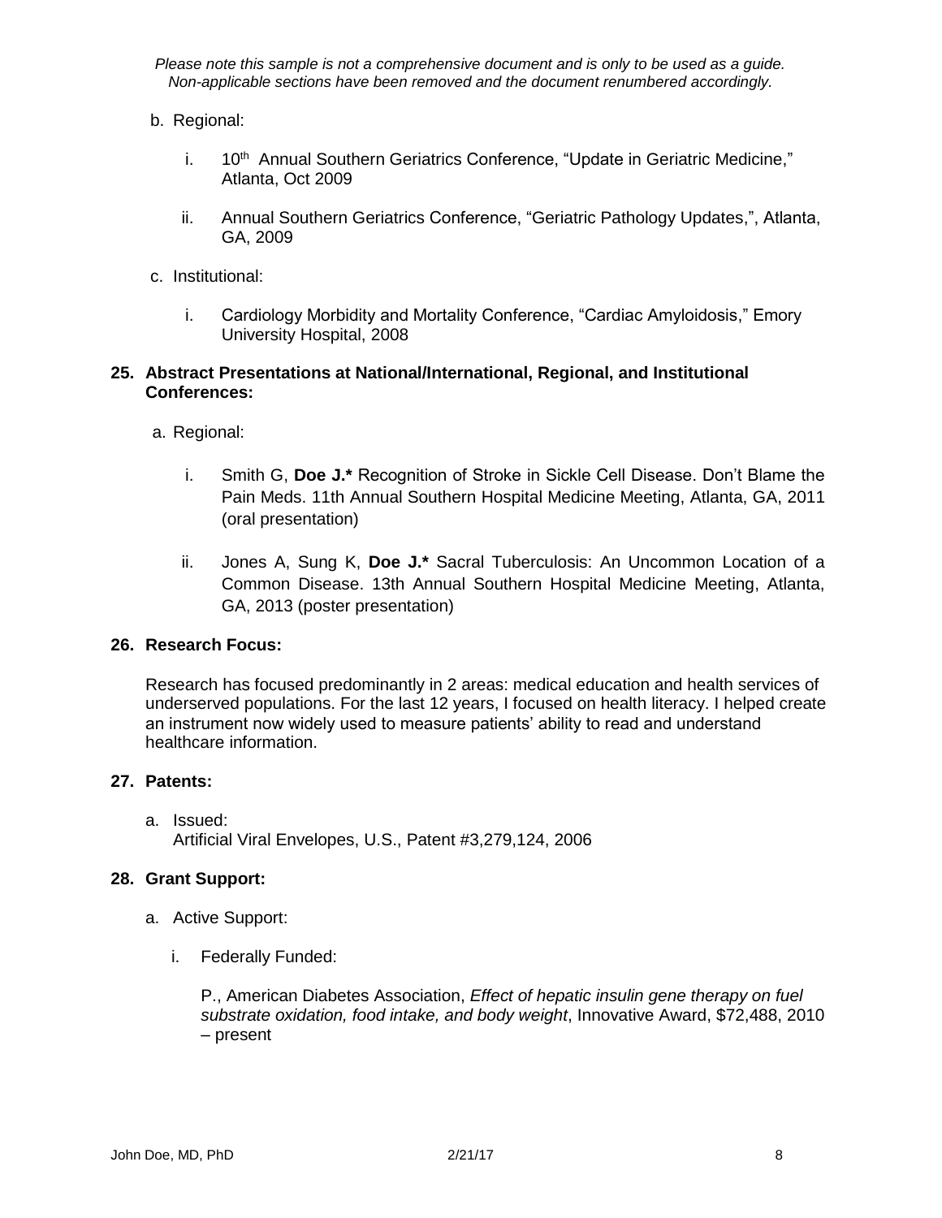*Please note this sample is not a comprehensive document and is only to be used as a guide. Non-applicable sections have been removed and the document renumbered accordingly.*

b. Regional:

   i. 10th Annual Southern Geriatrics Conference, "Update in Geriatric Medicine," Atlanta, Oct 2009

   ii. Annual Southern Geriatrics Conference, "Geriatric Pathology Updates,", Atlanta, GA, 2009

c. Institutional:

   i. Cardiology Morbidity and Mortality Conference, "Cardiac Amyloidosis," Emory University Hospital, 2008

**25. Abstract Presentations at National/International, Regional, and Institutional Conferences:**

a. Regional:

   i. Smith G, **Doe J.*** Recognition of Stroke in Sickle Cell Disease. Don't Blame the Pain Meds. 11th Annual Southern Hospital Medicine Meeting, Atlanta, GA, 2011 (oral presentation)

   ii. Jones A, Sung K, **Doe J.*** Sacral Tuberculosis: An Uncommon Location of a Common Disease. 13th Annual Southern Hospital Medicine Meeting, Atlanta, GA, 2013 (poster presentation)

**26. Research Focus:**

Research has focused predominantly in 2 areas: medical education and health services of underserved populations. For the last 12 years, I focused on health literacy. I helped create an instrument now widely used to measure patients' ability to read and understand healthcare information.

**27. Patents:**

a. Issued:
   Artificial Viral Envelopes, U.S., Patent #3,279,124, 2006

**28. Grant Support:**

a. Active Support:

   i. Federally Funded:

      P., American Diabetes Association, *Effect of hepatic insulin gene therapy on fuel substrate oxidation, food intake, and body weight*, Innovative Award, $72,488, 2010 – present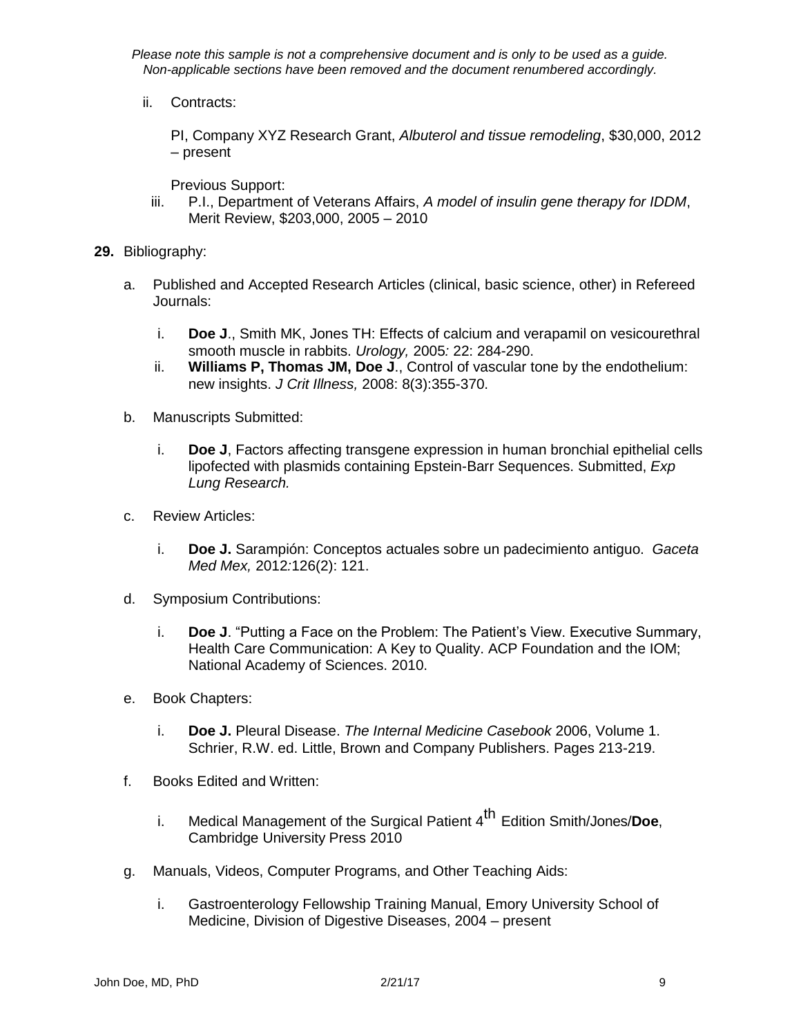*Please note this sample is not a comprehensive document and is only to be used as a guide. Non-applicable sections have been removed and the document renumbered accordingly.*

ii. Contracts:

PI, Company XYZ Research Grant, *Albuterol and tissue remodeling*, $30,000, 2012 – present

Previous Support:

iii. P.I., Department of Veterans Affairs, *A model of insulin gene therapy for IDDM*, Merit Review, $203,000, 2005 – 2010

**29.** Bibliography:

a. Published and Accepted Research Articles (clinical, basic science, other) in Refereed Journals:

i. **Doe J**., Smith MK, Jones TH: Effects of calcium and verapamil on vesicourethral smooth muscle in rabbits. *Urology,* 2005*:* 22: 284-290.

ii. **Williams P, Thomas JM, Doe J**., Control of vascular tone by the endothelium: new insights. *J Crit Illness,* 2008: 8(3):355-370.

b. Manuscripts Submitted:

i. **Doe J**, Factors affecting transgene expression in human bronchial epithelial cells lipofected with plasmids containing Epstein-Barr Sequences. Submitted, *Exp Lung Research.*

c. Review Articles:

i. **Doe J.** Sarampión: Conceptos actuales sobre un padecimiento antiguo. *Gaceta Med Mex,* 2012*:*126(2): 121.

d. Symposium Contributions:

i. **Doe J**. "Putting a Face on the Problem: The Patient's View. Executive Summary, Health Care Communication: A Key to Quality. ACP Foundation and the IOM; National Academy of Sciences. 2010.

e. Book Chapters:

i. **Doe J.** Pleural Disease. *The Internal Medicine Casebook* 2006, Volume 1. Schrier, R.W. ed. Little, Brown and Company Publishers. Pages 213-219.

f. Books Edited and Written:

i. Medical Management of the Surgical Patient 4th Edition Smith/Jones/**Doe**, Cambridge University Press 2010

g. Manuals, Videos, Computer Programs, and Other Teaching Aids:

i. Gastroenterology Fellowship Training Manual, Emory University School of Medicine, Division of Digestive Diseases, 2004 – present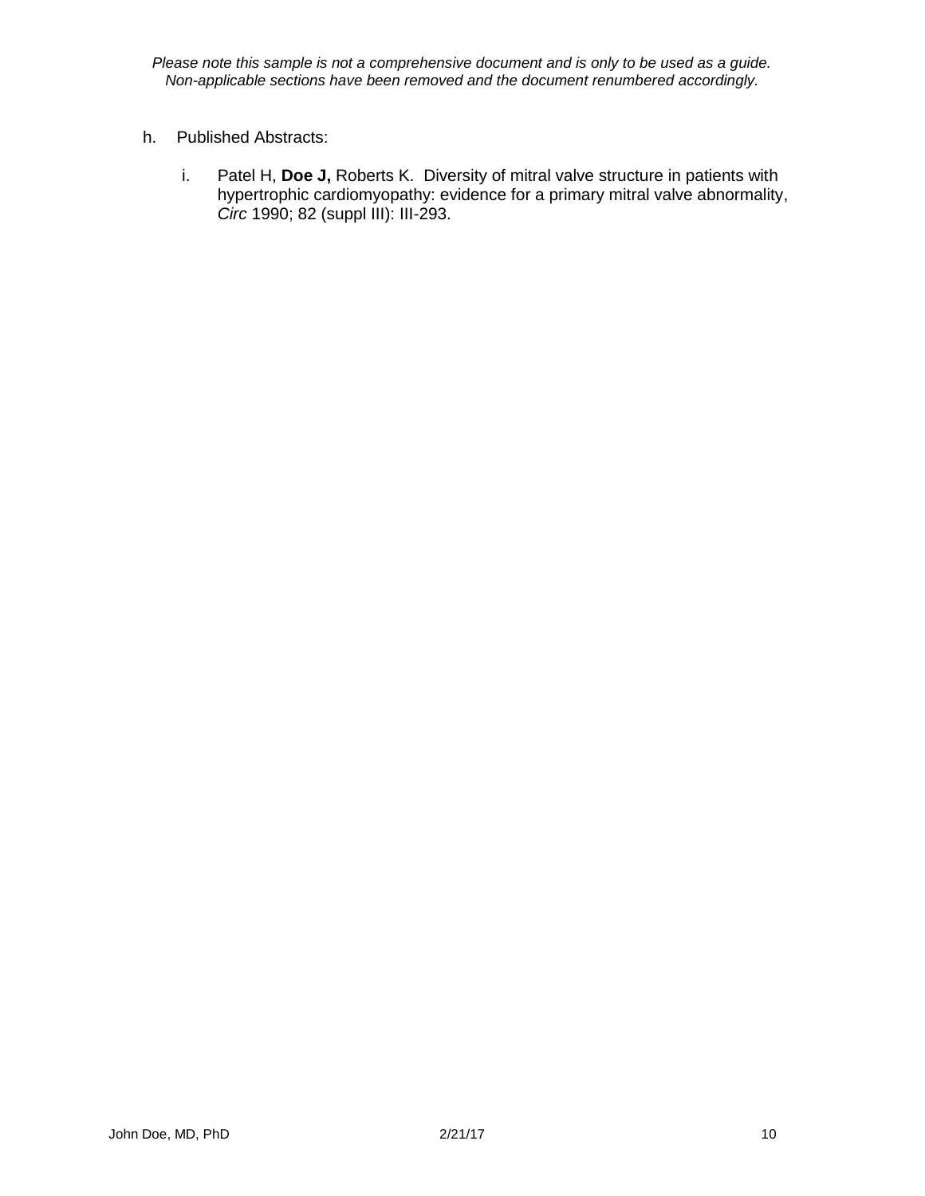*Please note this sample is not a comprehensive document and is only to be used as a guide. Non-applicable sections have been removed and the document renumbered accordingly.*

h. Published Abstracts:

   i. Patel H, **Doe J,** Roberts K. Diversity of mitral valve structure in patients with hypertrophic cardiomyopathy: evidence for a primary mitral valve abnormality, *Circ* 1990; 82 (suppl III): III-293.